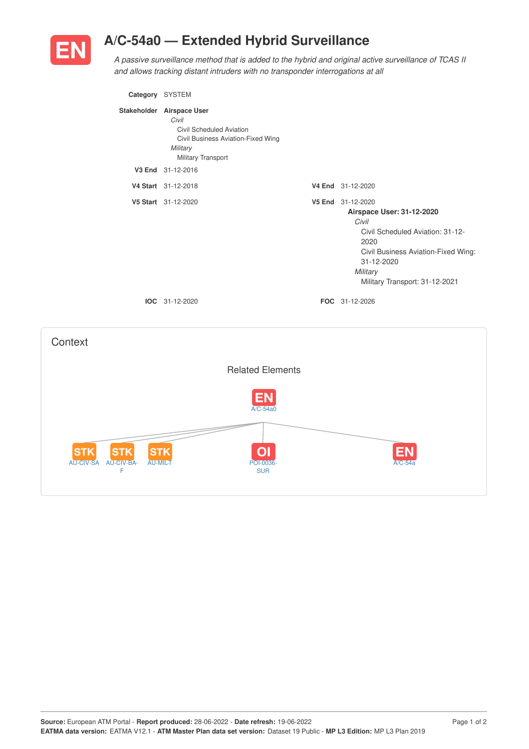# EN A/C-54a0 — Extended Hybrid Surveillance

*A passive surveillance method that is added to the hybrid and original active surveillance of TCAS II and allows tracking distant intruders with no transponder interrogations at all*

**Category** SYSTEM

**Stakeholder** **Airspace User**
- *Civil*
  - Civil Scheduled Aviation
  - Civil Business Aviation-Fixed Wing
- *Military*
  - Military Transport

**V3 End** 31-12-2016

**V4 Start** 31-12-2018

**V4 End** 31-12-2020

**V5 Start** 31-12-2020

**V5 End** 31-12-2020

**Airspace User: 31-12-2020**
- *Civil*
  - Civil Scheduled Aviation: 31-12-2020
  - Civil Business Aviation-Fixed Wing: 31-12-2020
- *Military*
  - Military Transport: 31-12-2021

**IOC** 31-12-2020

**FOC** 31-12-2026

## Context

### Related Elements

EN A/C-54a0

- STK AU-CIV-SA
- STK AU-CIV-BA-F
- STK AU-MIL-T
- OI POI-0036-SUR
- EN A/C-54a

**Source:** European ATM Portal - **Report produced:** 28-06-2022 - **Date refresh:** 19-06-2022
**EATMA data version:** EATMA V12.1 - **ATM Master Plan data set version:** Dataset 19 Public - **MP L3 Edition:** MP L3 Plan 2019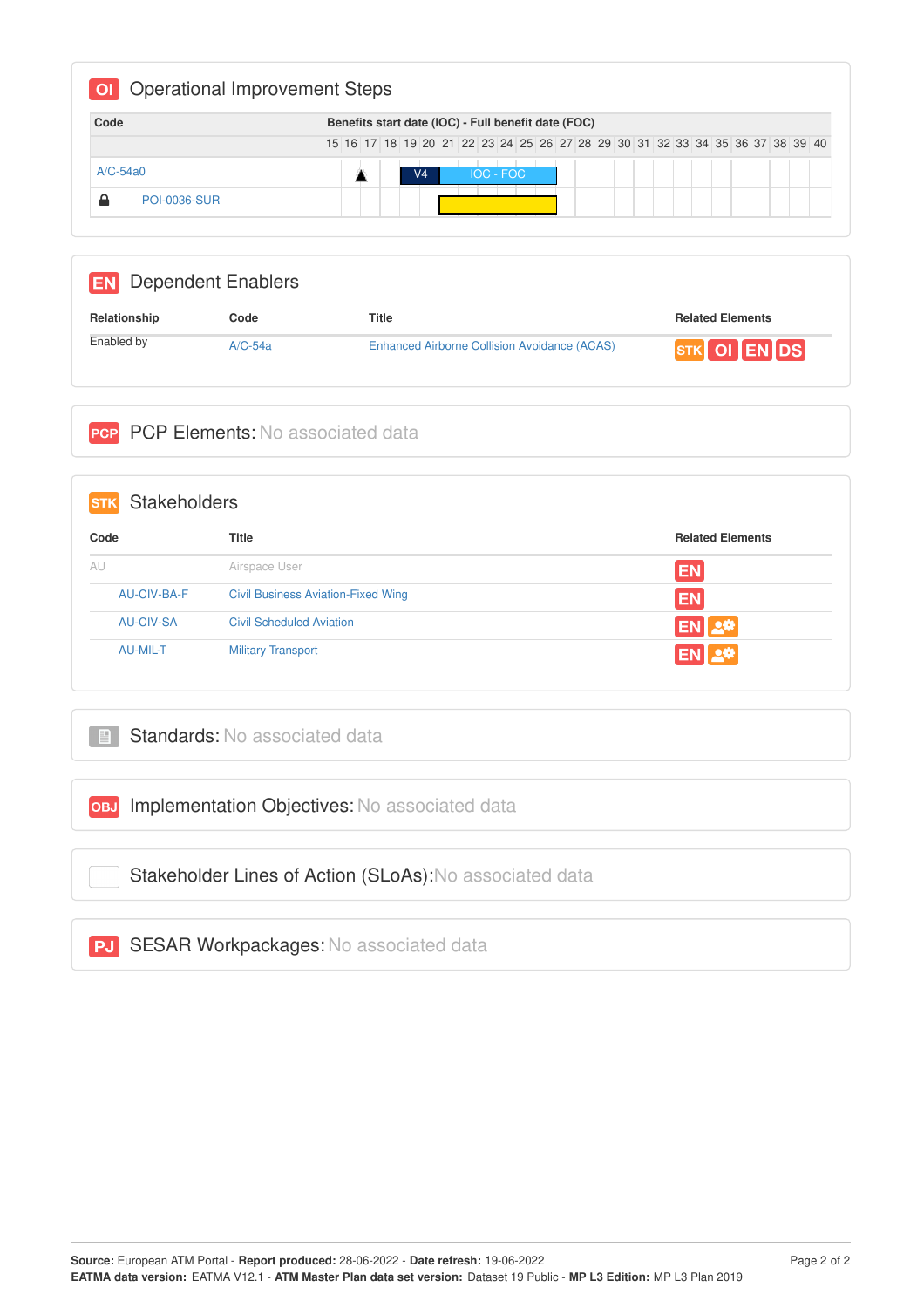## OI Operational Improvement Steps

| Code | Benefits start date (IOC) - Full benefit date (FOC) |
|---|---|
| | 15 16 17 18 19 20 21 22 23 24 25 26 27 28 29 30 31 32 33 34 35 36 37 38 39 40 |
| A/C-54a0 | V4 IOC - FOC |
| POI-0036-SUR | |

## EN Dependent Enablers

| Relationship | Code | Title | Related Elements |
|---|---|---|---|
| Enabled by | A/C-54a | Enhanced Airborne Collision Avoidance (ACAS) | STK OI EN DS |

## PCP PCP Elements: No associated data

## STK Stakeholders

| Code | Title | Related Elements |
|---|---|---|
| AU | Airspace User | EN |
| AU-CIV-BA-F | Civil Business Aviation-Fixed Wing | EN |
| AU-CIV-SA | Civil Scheduled Aviation | EN |
| AU-MIL-T | Military Transport | EN |

## Standards: No associated data

## OBJ Implementation Objectives: No associated data

## Stakeholder Lines of Action (SLoAs): No associated data

## PJ SESAR Workpackages: No associated data

**Source:** European ATM Portal - **Report produced:** 28-06-2022 - **Date refresh:** 19-06-2022
**EATMA data version:** EATMA V12.1 - **ATM Master Plan data set version:** Dataset 19 Public - **MP L3 Edition:** MP L3 Plan 2019